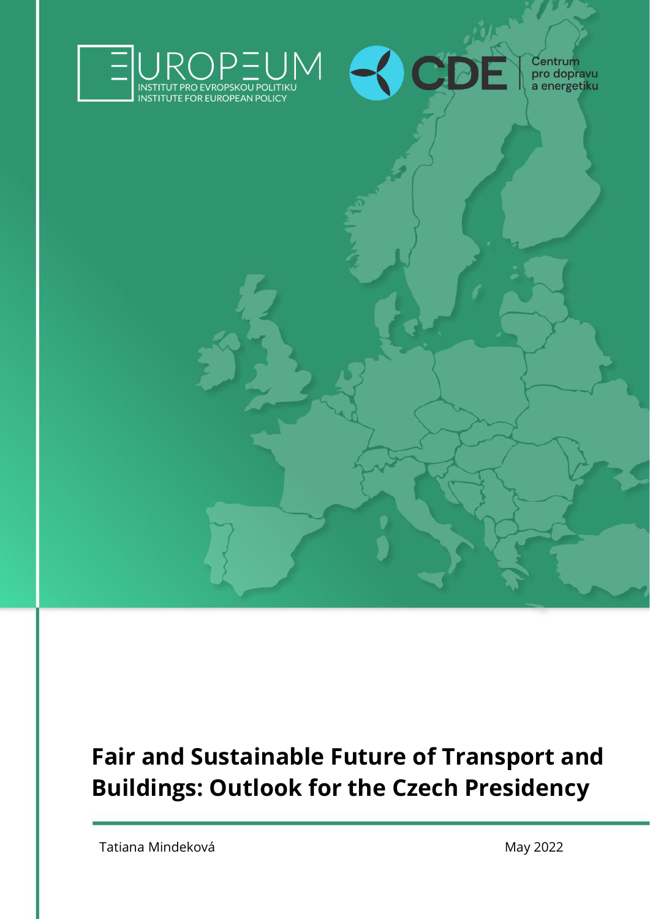EUROPEUM
INSTITUT PRO EVROPSKOU POLITIKU
INSTITUTE FOR EUROPEAN POLICY

CDE
Centrum pro dopravu a energetiku

# Fair and Sustainable Future of Transport and Buildings: Outlook for the Czech Presidency

Tatiana Mindeková

May 2022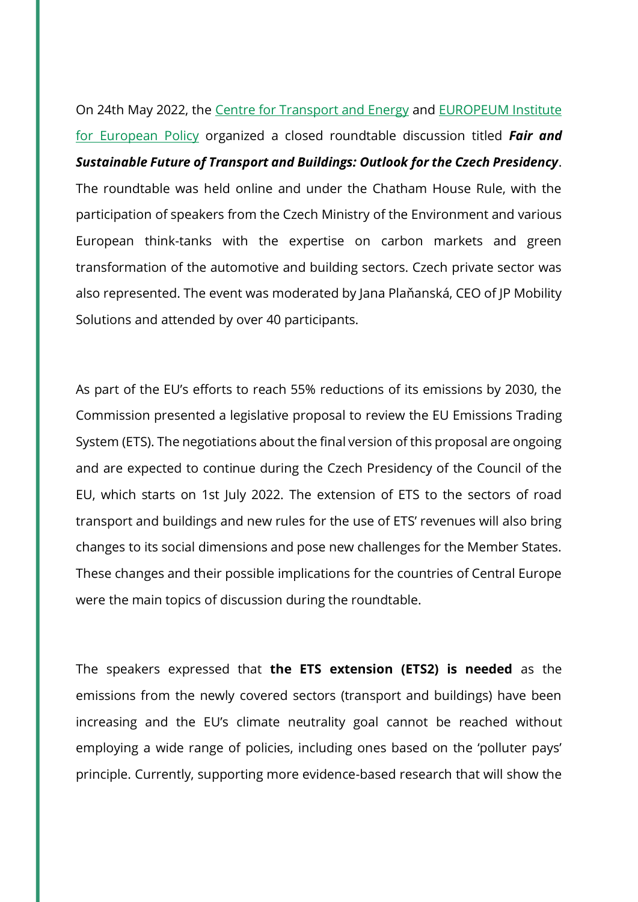On 24th May 2022, the [Centre for Transport and Energy] and [EUROPEUM Institute for European Policy] organized a closed roundtable discussion titled ***Fair and Sustainable Future of Transport and Buildings: Outlook for the Czech Presidency***. The roundtable was held online and under the Chatham House Rule, with the participation of speakers from the Czech Ministry of the Environment and various European think-tanks with the expertise on carbon markets and green transformation of the automotive and building sectors. Czech private sector was also represented. The event was moderated by Jana Plaňanská, CEO of JP Mobility Solutions and attended by over 40 participants.

As part of the EU's efforts to reach 55% reductions of its emissions by 2030, the Commission presented a legislative proposal to review the EU Emissions Trading System (ETS). The negotiations about the final version of this proposal are ongoing and are expected to continue during the Czech Presidency of the Council of the EU, which starts on 1st July 2022. The extension of ETS to the sectors of road transport and buildings and new rules for the use of ETS' revenues will also bring changes to its social dimensions and pose new challenges for the Member States. These changes and their possible implications for the countries of Central Europe were the main topics of discussion during the roundtable.

The speakers expressed that **the ETS extension (ETS2) is needed** as the emissions from the newly covered sectors (transport and buildings) have been increasing and the EU's climate neutrality goal cannot be reached without employing a wide range of policies, including ones based on the 'polluter pays' principle. Currently, supporting more evidence-based research that will show the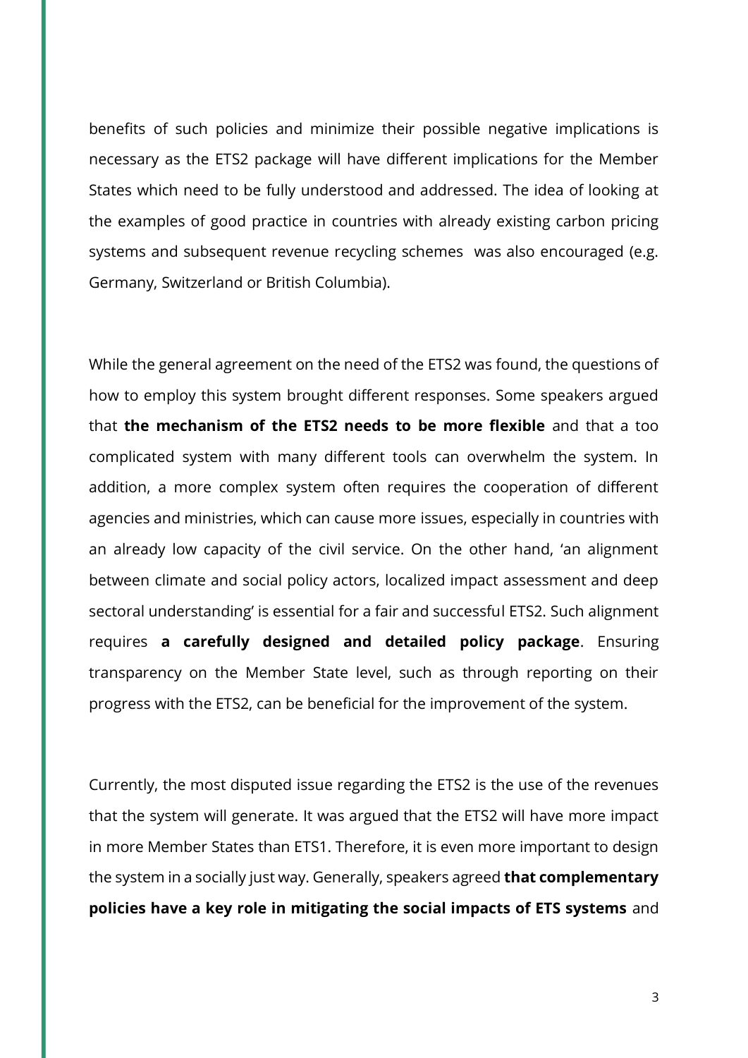benefits of such policies and minimize their possible negative implications is necessary as the ETS2 package will have different implications for the Member States which need to be fully understood and addressed. The idea of looking at the examples of good practice in countries with already existing carbon pricing systems and subsequent revenue recycling schemes was also encouraged (e.g. Germany, Switzerland or British Columbia).

While the general agreement on the need of the ETS2 was found, the questions of how to employ this system brought different responses. Some speakers argued that **the mechanism of the ETS2 needs to be more flexible** and that a too complicated system with many different tools can overwhelm the system. In addition, a more complex system often requires the cooperation of different agencies and ministries, which can cause more issues, especially in countries with an already low capacity of the civil service. On the other hand, 'an alignment between climate and social policy actors, localized impact assessment and deep sectoral understanding' is essential for a fair and successful ETS2. Such alignment requires **a carefully designed and detailed policy package**. Ensuring transparency on the Member State level, such as through reporting on their progress with the ETS2, can be beneficial for the improvement of the system.

Currently, the most disputed issue regarding the ETS2 is the use of the revenues that the system will generate. It was argued that the ETS2 will have more impact in more Member States than ETS1. Therefore, it is even more important to design the system in a socially just way. Generally, speakers agreed **that complementary policies have a key role in mitigating the social impacts of ETS systems** and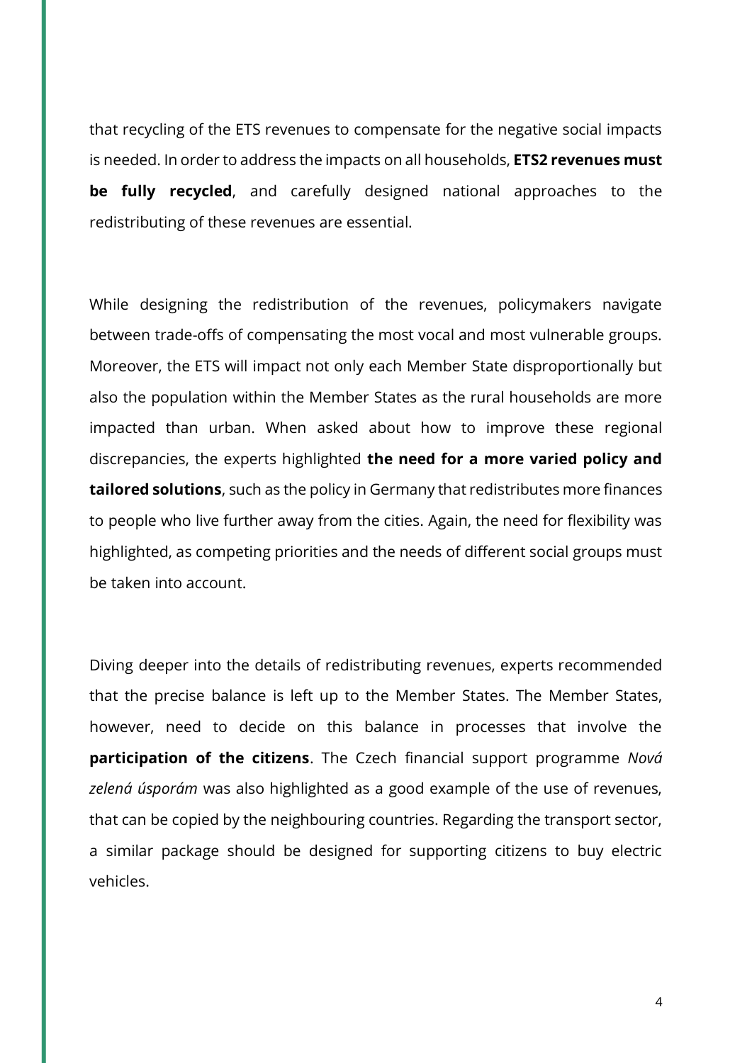that recycling of the ETS revenues to compensate for the negative social impacts is needed. In order to address the impacts on all households, **ETS2 revenues must be fully recycled**, and carefully designed national approaches to the redistributing of these revenues are essential.

While designing the redistribution of the revenues, policymakers navigate between trade-offs of compensating the most vocal and most vulnerable groups. Moreover, the ETS will impact not only each Member State disproportionally but also the population within the Member States as the rural households are more impacted than urban. When asked about how to improve these regional discrepancies, the experts highlighted **the need for a more varied policy and tailored solutions**, such as the policy in Germany that redistributes more finances to people who live further away from the cities. Again, the need for flexibility was highlighted, as competing priorities and the needs of different social groups must be taken into account.

Diving deeper into the details of redistributing revenues, experts recommended that the precise balance is left up to the Member States. The Member States, however, need to decide on this balance in processes that involve the **participation of the citizens**. The Czech financial support programme *Nová zelená úsporám* was also highlighted as a good example of the use of revenues, that can be copied by the neighbouring countries. Regarding the transport sector, a similar package should be designed for supporting citizens to buy electric vehicles.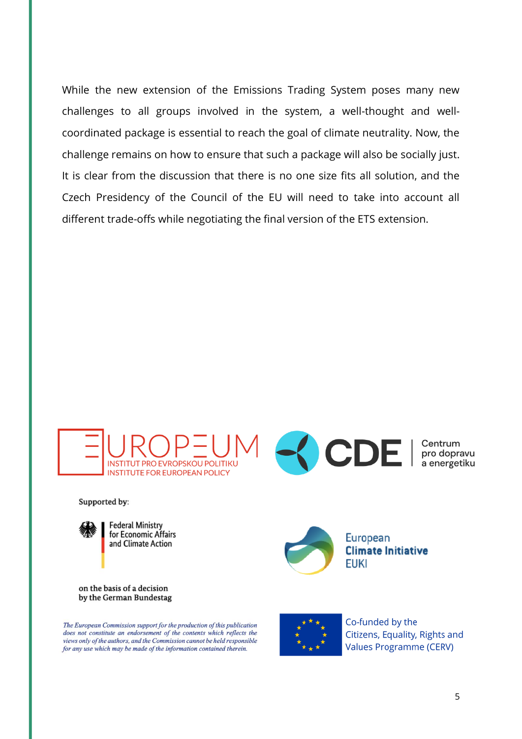While the new extension of the Emissions Trading System poses many new challenges to all groups involved in the system, a well-thought and well-coordinated package is essential to reach the goal of climate neutrality. Now, the challenge remains on how to ensure that such a package will also be socially just. It is clear from the discussion that there is no one size fits all solution, and the Czech Presidency of the Council of the EU will need to take into account all different trade-offs while negotiating the final version of the ETS extension.

EUROPEUM
INSTITUT PRO EVROPSKOU POLITIKU
INSTITUTE FOR EUROPEAN POLICY

CDE | Centrum pro dopravu a energetiku

Supported by:

Federal Ministry for Economic Affairs and Climate Action

on the basis of a decision by the German Bundestag

European Climate Initiative EUKI

*The European Commission support for the production of this publication does not constitute an endorsement of the contents which reflects the views only of the authors, and the Commission cannot be held responsible for any use which may be made of the information contained therein.*

Co-funded by the Citizens, Equality, Rights and Values Programme (CERV)